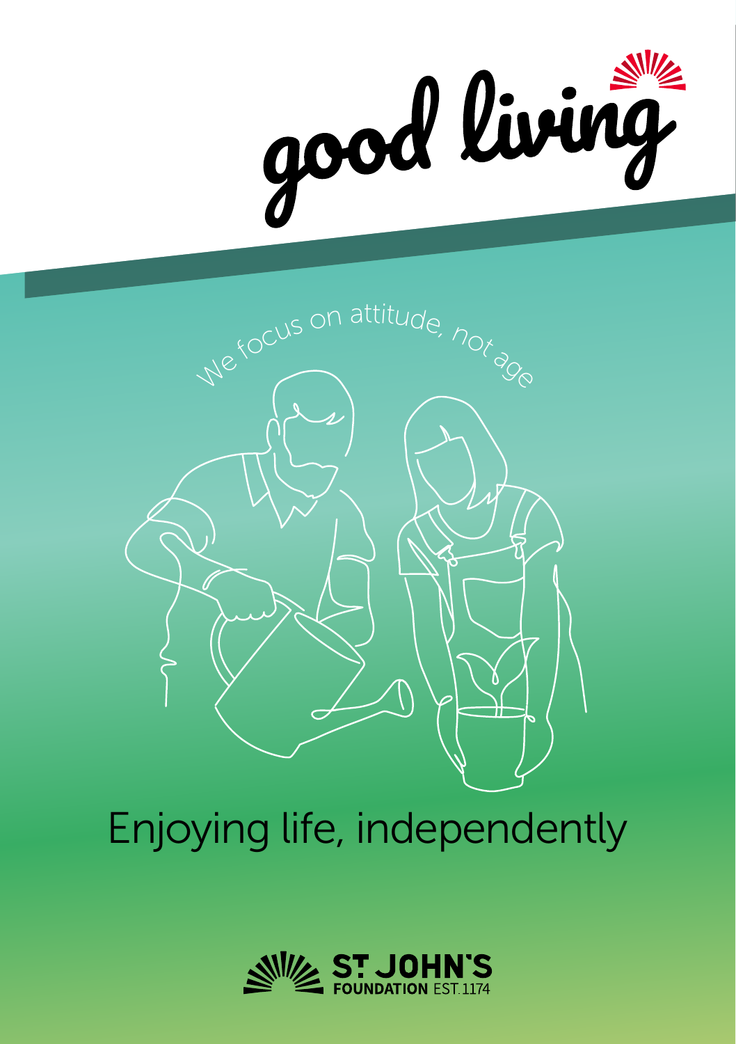# good living

We focus on attitude, not age

## Enjoying life, independently

ST JOHN'S FOUNDATION EST. 1174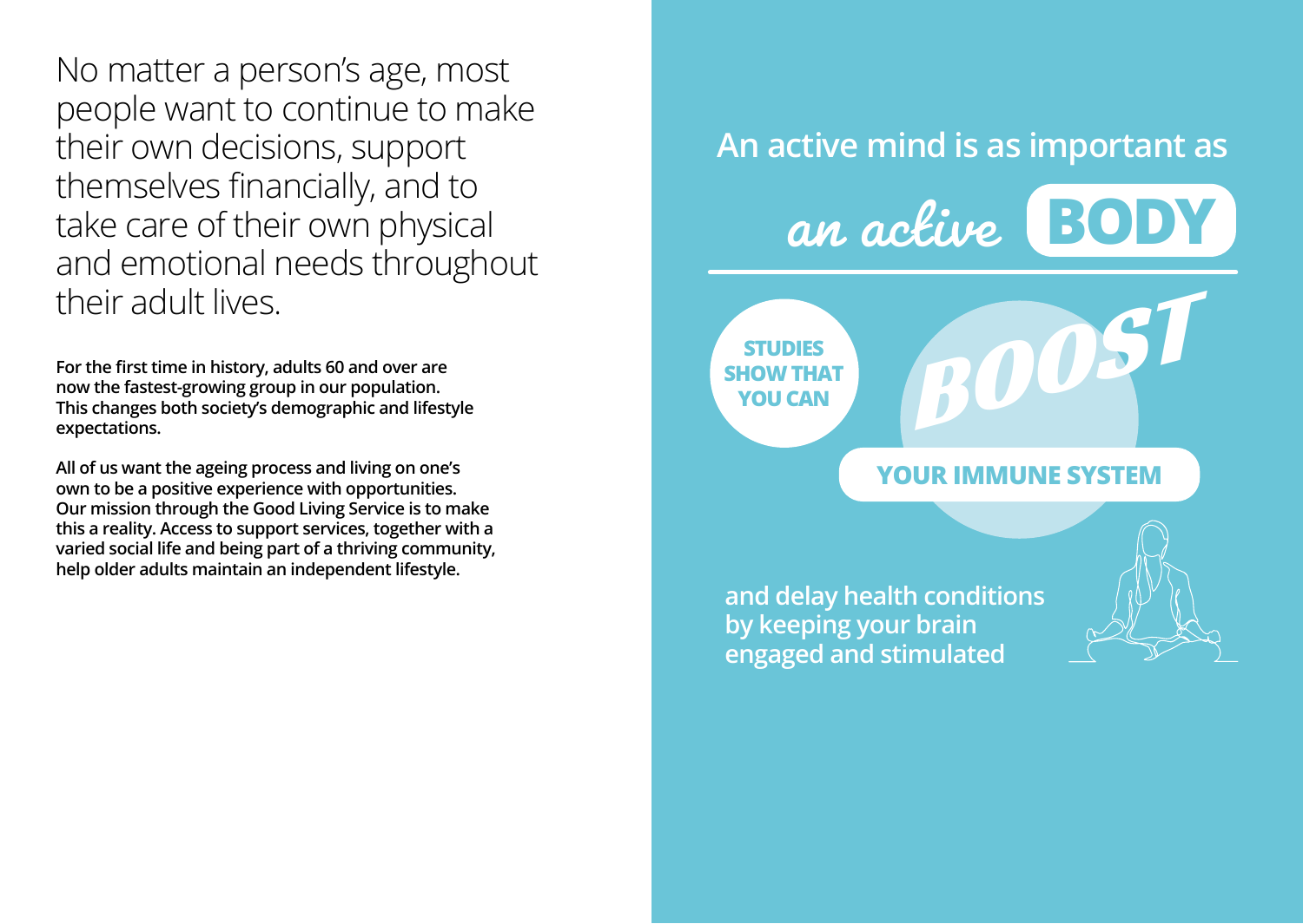No matter a person's age, most people want to continue to make their own decisions, support themselves financially, and to take care of their own physical and emotional needs throughout their adult lives.

**For the first time in history, adults 60 and over are now the fastest-growing group in our population. This changes both society's demographic and lifestyle expectations.**

**All of us want the ageing process and living on one's own to be a positive experience with opportunities. Our mission through the Good Living Service is to make this a reality. Access to support services, together with a varied social life and being part of a thriving community, help older adults maintain an independent lifestyle.**

## An active mind is as important as *an active* BODY

**STUDIES SHOW THAT YOU CAN**

***BOOST***

**YOUR IMMUNE SYSTEM**

**and delay health conditions by keeping your brain engaged and stimulated**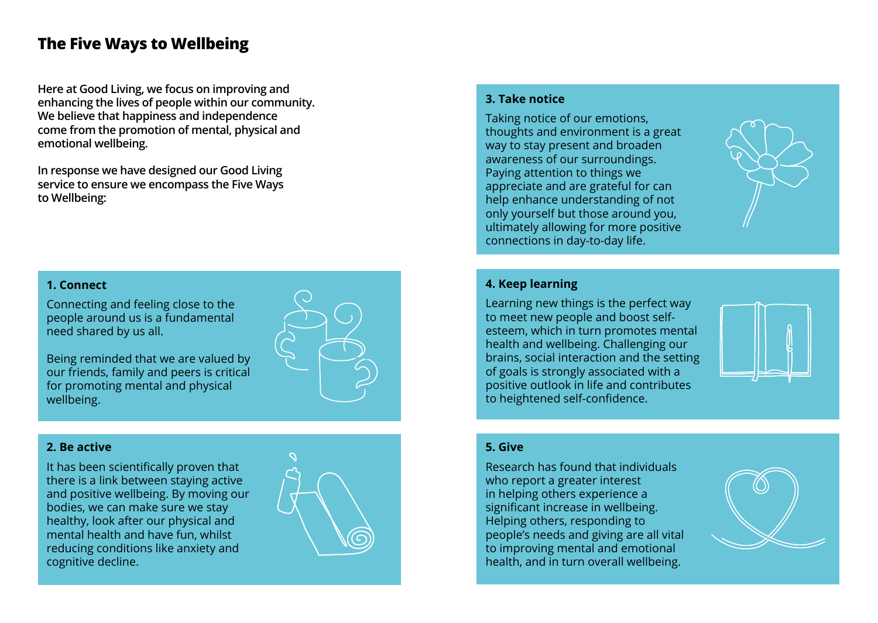# The Five Ways to Wellbeing

**Here at Good Living, we focus on improving and enhancing the lives of people within our community. We believe that happiness and independence come from the promotion of mental, physical and emotional wellbeing.**

**In response we have designed our Good Living service to ensure we encompass the Five Ways to Wellbeing:**

### 1. Connect

Connecting and feeling close to the people around us is a fundamental need shared by us all.

Being reminded that we are valued by our friends, family and peers is critical for promoting mental and physical wellbeing.

### 2. Be active

It has been scientifically proven that there is a link between staying active and positive wellbeing. By moving our bodies, we can make sure we stay healthy, look after our physical and mental health and have fun, whilst reducing conditions like anxiety and cognitive decline.

### 3. Take notice

Taking notice of our emotions, thoughts and environment is a great way to stay present and broaden awareness of our surroundings. Paying attention to things we appreciate and are grateful for can help enhance understanding of not only yourself but those around you, ultimately allowing for more positive connections in day-to-day life.

### 4. Keep learning

Learning new things is the perfect way to meet new people and boost self-esteem, which in turn promotes mental health and wellbeing. Challenging our brains, social interaction and the setting of goals is strongly associated with a positive outlook in life and contributes to heightened self-confidence.

### 5. Give

Research has found that individuals who report a greater interest in helping others experience a significant increase in wellbeing. Helping others, responding to people's needs and giving are all vital to improving mental and emotional health, and in turn overall wellbeing.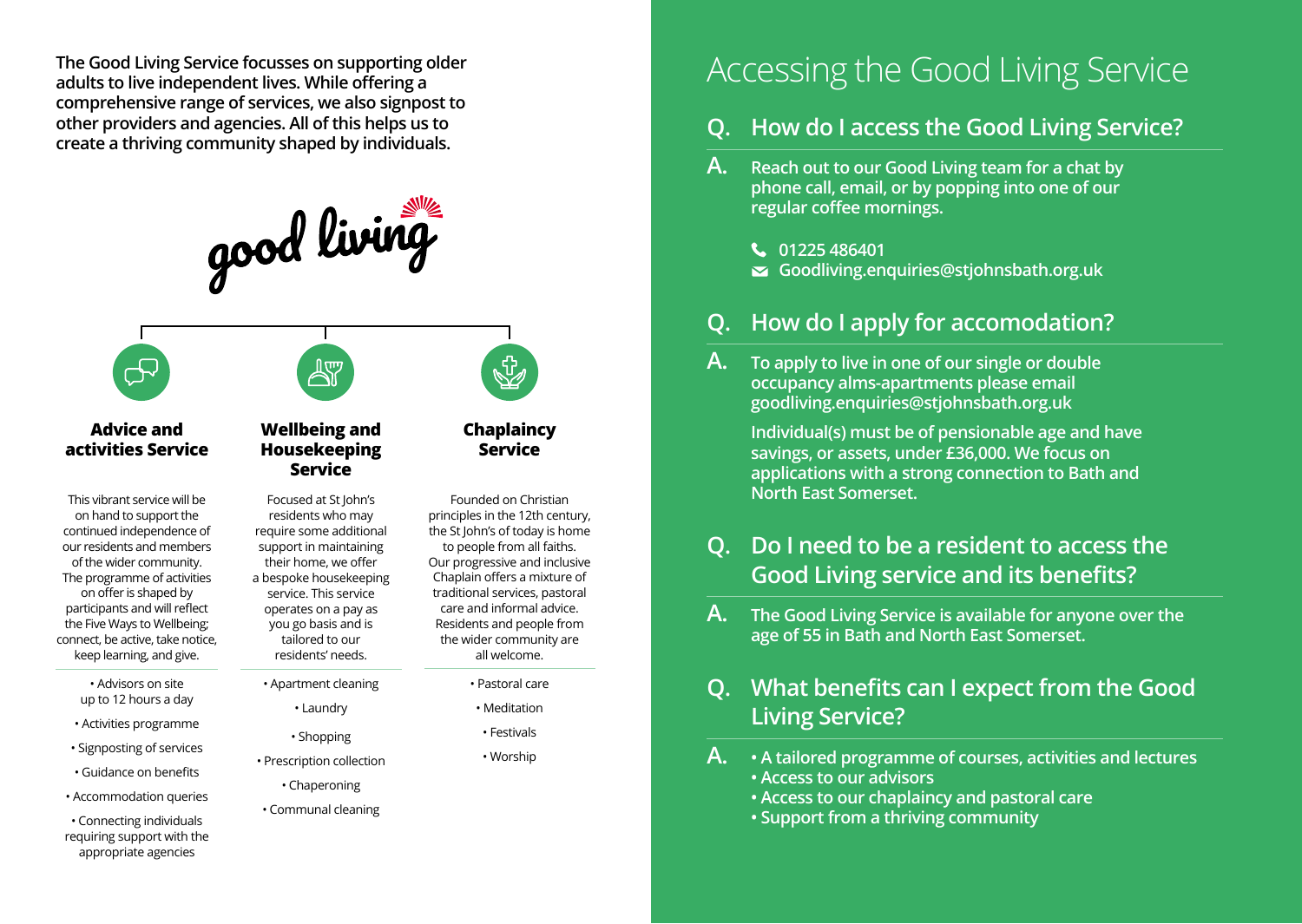**The Good Living Service focusses on supporting older adults to live independent lives. While offering a comprehensive range of services, we also signpost to other providers and agencies. All of this helps us to create a thriving community shaped by individuals.**

good living

### Advice and activities Service

This vibrant service will be on hand to support the continued independence of our residents and members of the wider community. The programme of activities on offer is shaped by participants and will reflect the Five Ways to Wellbeing; connect, be active, take notice, keep learning, and give.

- Advisors on site up to 12 hours a day
- Activities programme
- Signposting of services
- Guidance on benefits
- Accommodation queries
- Connecting individuals requiring support with the appropriate agencies

### Wellbeing and Housekeeping Service

Focused at St John's residents who may require some additional support in maintaining their home, we offer a bespoke housekeeping service. This service operates on a pay as you go basis and is tailored to our residents' needs.

- Apartment cleaning
- Laundry
- Shopping
- Prescription collection
- Chaperoning
- Communal cleaning

### Chaplaincy Service

Founded on Christian principles in the 12th century, the St John's of today is home to people from all faiths. Our progressive and inclusive Chaplain offers a mixture of traditional services, pastoral care and informal advice. Residents and people from the wider community are all welcome.

- Pastoral care
- Meditation
- Festivals
- Worship

# Accessing the Good Living Service

## Q. How do I access the Good Living Service?

**A.** Reach out to our Good Living team for a chat by phone call, email, or by popping into one of our regular coffee mornings.

01225 486401
Goodliving.enquiries@stjohnsbath.org.uk

## Q. How do I apply for accomodation?

**A.** To apply to live in one of our single or double occupancy alms-apartments please email goodliving.enquiries@stjohnsbath.org.uk

Individual(s) must be of pensionable age and have savings, or assets, under £36,000. We focus on applications with a strong connection to Bath and North East Somerset.

## Q. Do I need to be a resident to access the Good Living service and its benefits?

**A.** The Good Living Service is available for anyone over the age of 55 in Bath and North East Somerset.

## Q. What benefits can I expect from the Good Living Service?

**A.**
- A tailored programme of courses, activities and lectures
- Access to our advisors
- Access to our chaplaincy and pastoral care
- Support from a thriving community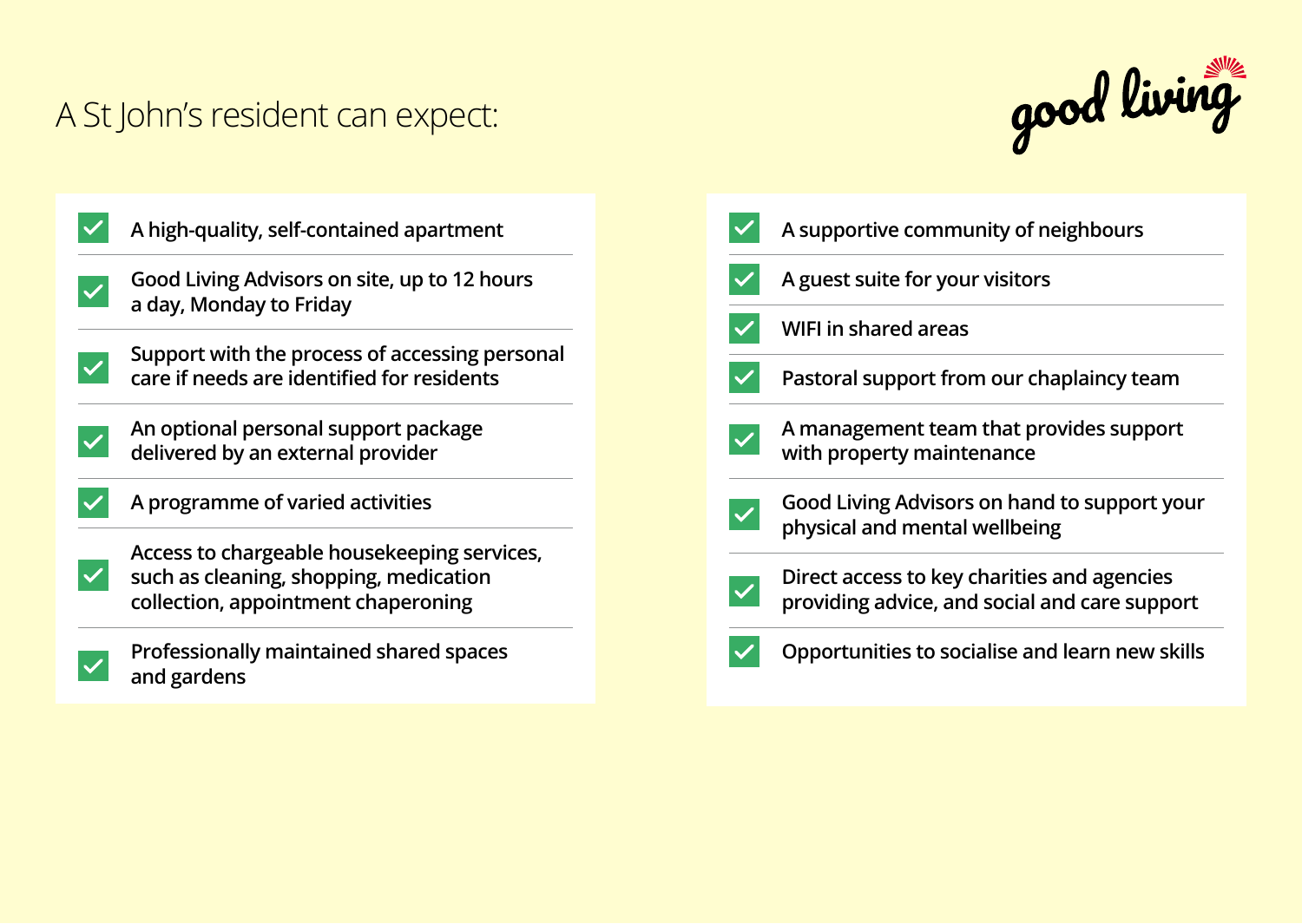# A St John's resident can expect:

good living

- A high-quality, self-contained apartment
- Good Living Advisors on site, up to 12 hours a day, Monday to Friday
- Support with the process of accessing personal care if needs are identified for residents
- An optional personal support package delivered by an external provider
- A programme of varied activities
- Access to chargeable housekeeping services, such as cleaning, shopping, medication collection, appointment chaperoning
- Professionally maintained shared spaces and gardens
- A supportive community of neighbours
- A guest suite for your visitors
- WIFI in shared areas
- Pastoral support from our chaplaincy team
- A management team that provides support with property maintenance
- Good Living Advisors on hand to support your physical and mental wellbeing
- Direct access to key charities and agencies providing advice, and social and care support
- Opportunities to socialise and learn new skills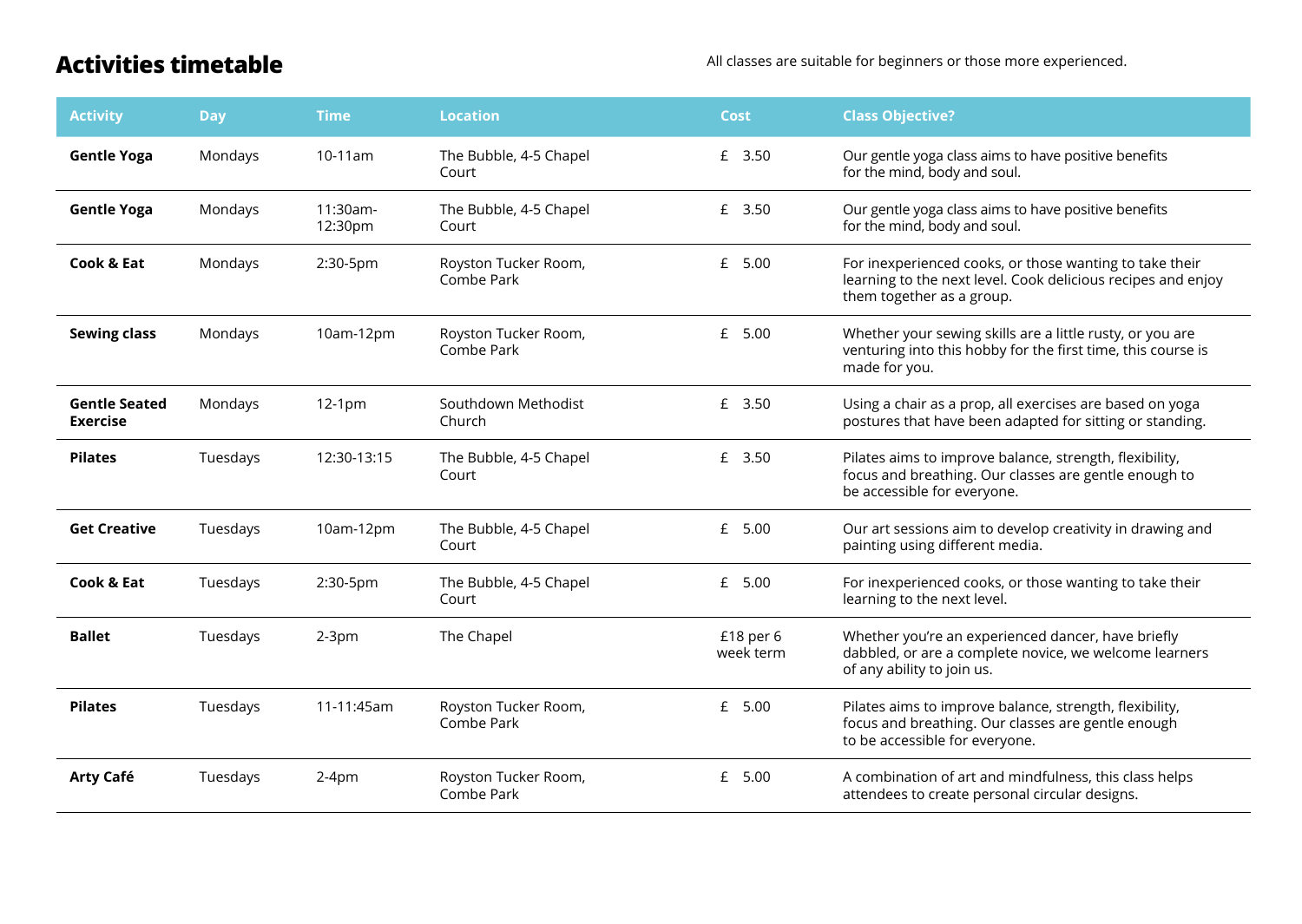# Activities timetable

All classes are suitable for beginners or those more experienced.

| Activity | Day | Time | Location | Cost | Class Objective? |
|---|---|---|---|---|---|
| **Gentle Yoga** | Mondays | 10-11am | The Bubble, 4-5 Chapel Court | £ 3.50 | Our gentle yoga class aims to have positive benefits for the mind, body and soul. |
| **Gentle Yoga** | Mondays | 11:30am-12:30pm | The Bubble, 4-5 Chapel Court | £ 3.50 | Our gentle yoga class aims to have positive benefits for the mind, body and soul. |
| **Cook & Eat** | Mondays | 2:30-5pm | Royston Tucker Room, Combe Park | £ 5.00 | For inexperienced cooks, or those wanting to take their learning to the next level. Cook delicious recipes and enjoy them together as a group. |
| **Sewing class** | Mondays | 10am-12pm | Royston Tucker Room, Combe Park | £ 5.00 | Whether your sewing skills are a little rusty, or you are venturing into this hobby for the first time, this course is made for you. |
| **Gentle Seated Exercise** | Mondays | 12-1pm | Southdown Methodist Church | £ 3.50 | Using a chair as a prop, all exercises are based on yoga postures that have been adapted for sitting or standing. |
| **Pilates** | Tuesdays | 12:30-13:15 | The Bubble, 4-5 Chapel Court | £ 3.50 | Pilates aims to improve balance, strength, flexibility, focus and breathing. Our classes are gentle enough to be accessible for everyone. |
| **Get Creative** | Tuesdays | 10am-12pm | The Bubble, 4-5 Chapel Court | £ 5.00 | Our art sessions aim to develop creativity in drawing and painting using different media. |
| **Cook & Eat** | Tuesdays | 2:30-5pm | The Bubble, 4-5 Chapel Court | £ 5.00 | For inexperienced cooks, or those wanting to take their learning to the next level. |
| **Ballet** | Tuesdays | 2-3pm | The Chapel | £18 per 6 week term | Whether you're an experienced dancer, have briefly dabbled, or are a complete novice, we welcome learners of any ability to join us. |
| **Pilates** | Tuesdays | 11-11:45am | Royston Tucker Room, Combe Park | £ 5.00 | Pilates aims to improve balance, strength, flexibility, focus and breathing. Our classes are gentle enough to be accessible for everyone. |
| **Arty Café** | Tuesdays | 2-4pm | Royston Tucker Room, Combe Park | £ 5.00 | A combination of art and mindfulness, this class helps attendees to create personal circular designs. |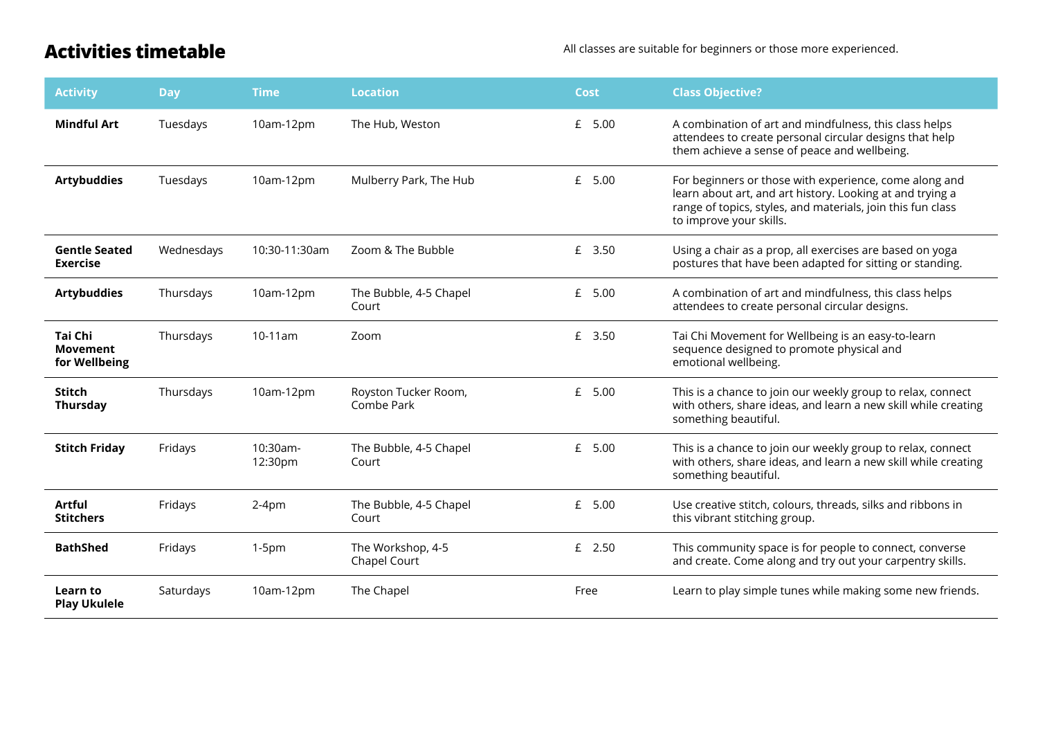# Activities timetable

All classes are suitable for beginners or those more experienced.

| Activity | Day | Time | Location | Cost | Class Objective? |
|---|---|---|---|---|---|
| **Mindful Art** | Tuesdays | 10am-12pm | The Hub, Weston | £ 5.00 | A combination of art and mindfulness, this class helps attendees to create personal circular designs that help them achieve a sense of peace and wellbeing. |
| **Artybuddies** | Tuesdays | 10am-12pm | Mulberry Park, The Hub | £ 5.00 | For beginners or those with experience, come along and learn about art, and art history. Looking at and trying a range of topics, styles, and materials, join this fun class to improve your skills. |
| **Gentle Seated Exercise** | Wednesdays | 10:30-11:30am | Zoom & The Bubble | £ 3.50 | Using a chair as a prop, all exercises are based on yoga postures that have been adapted for sitting or standing. |
| **Artybuddies** | Thursdays | 10am-12pm | The Bubble, 4-5 Chapel Court | £ 5.00 | A combination of art and mindfulness, this class helps attendees to create personal circular designs. |
| **Tai Chi Movement for Wellbeing** | Thursdays | 10-11am | Zoom | £ 3.50 | Tai Chi Movement for Wellbeing is an easy-to-learn sequence designed to promote physical and emotional wellbeing. |
| **Stitch Thursday** | Thursdays | 10am-12pm | Royston Tucker Room, Combe Park | £ 5.00 | This is a chance to join our weekly group to relax, connect with others, share ideas, and learn a new skill while creating something beautiful. |
| **Stitch Friday** | Fridays | 10:30am-12:30pm | The Bubble, 4-5 Chapel Court | £ 5.00 | This is a chance to join our weekly group to relax, connect with others, share ideas, and learn a new skill while creating something beautiful. |
| **Artful Stitchers** | Fridays | 2-4pm | The Bubble, 4-5 Chapel Court | £ 5.00 | Use creative stitch, colours, threads, silks and ribbons in this vibrant stitching group. |
| **BathShed** | Fridays | 1-5pm | The Workshop, 4-5 Chapel Court | £ 2.50 | This community space is for people to connect, converse and create. Come along and try out your carpentry skills. |
| **Learn to Play Ukulele** | Saturdays | 10am-12pm | The Chapel | Free | Learn to play simple tunes while making some new friends. |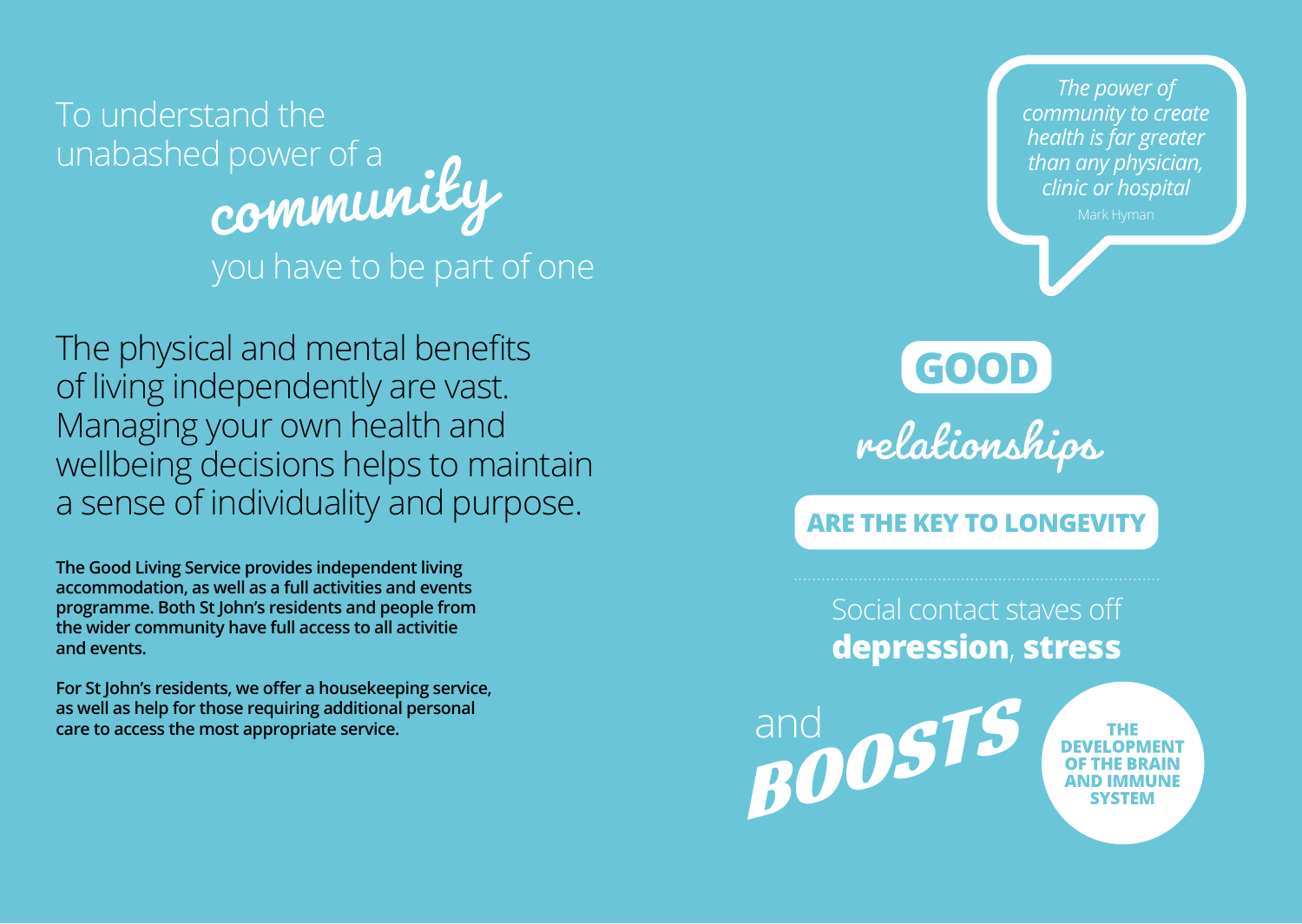To understand the unabashed power of a **community** you have to be part of one

The physical and mental benefits of living independently are vast. Managing your own health and wellbeing decisions helps to maintain a sense of individuality and purpose.

**The Good Living Service provides independent living accommodation, as well as a full activities and events programme. Both St John's residents and people from the wider community have full access to all activitie and events.**

**For St John's residents, we offer a housekeeping service, as well as help for those requiring additional personal care to access the most appropriate service.**

> *The power of community to create health is far greater than any physician, clinic or hospital*
>
> Mark Hyman

**GOOD** relationships **ARE THE KEY TO LONGEVITY**

Social contact staves off **depression**, **stress** and ***BOOSTS*** **THE DEVELOPMENT OF THE BRAIN AND IMMUNE SYSTEM**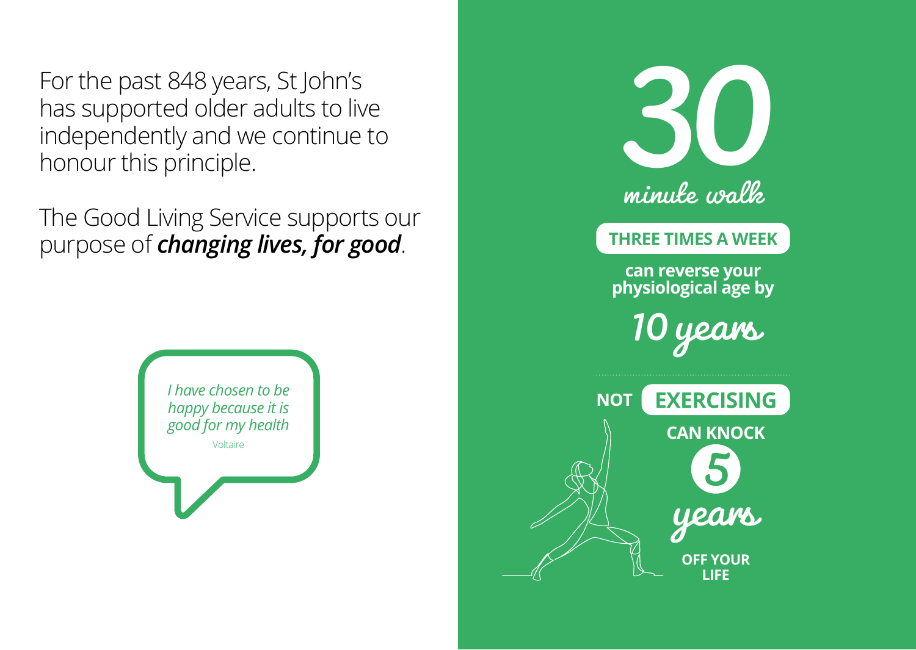For the past 848 years, St John's has supported older adults to live independently and we continue to honour this principle.

The Good Living Service supports our purpose of ***changing lives, for good***.

> *I have chosen to be happy because it is good for my health*
>
> Voltaire

**30**

minute walk

**THREE TIMES A WEEK**

**can reverse your physiological age by**

10 years

**NOT EXERCISING**

**CAN KNOCK**

**5**

years

**OFF YOUR LIFE**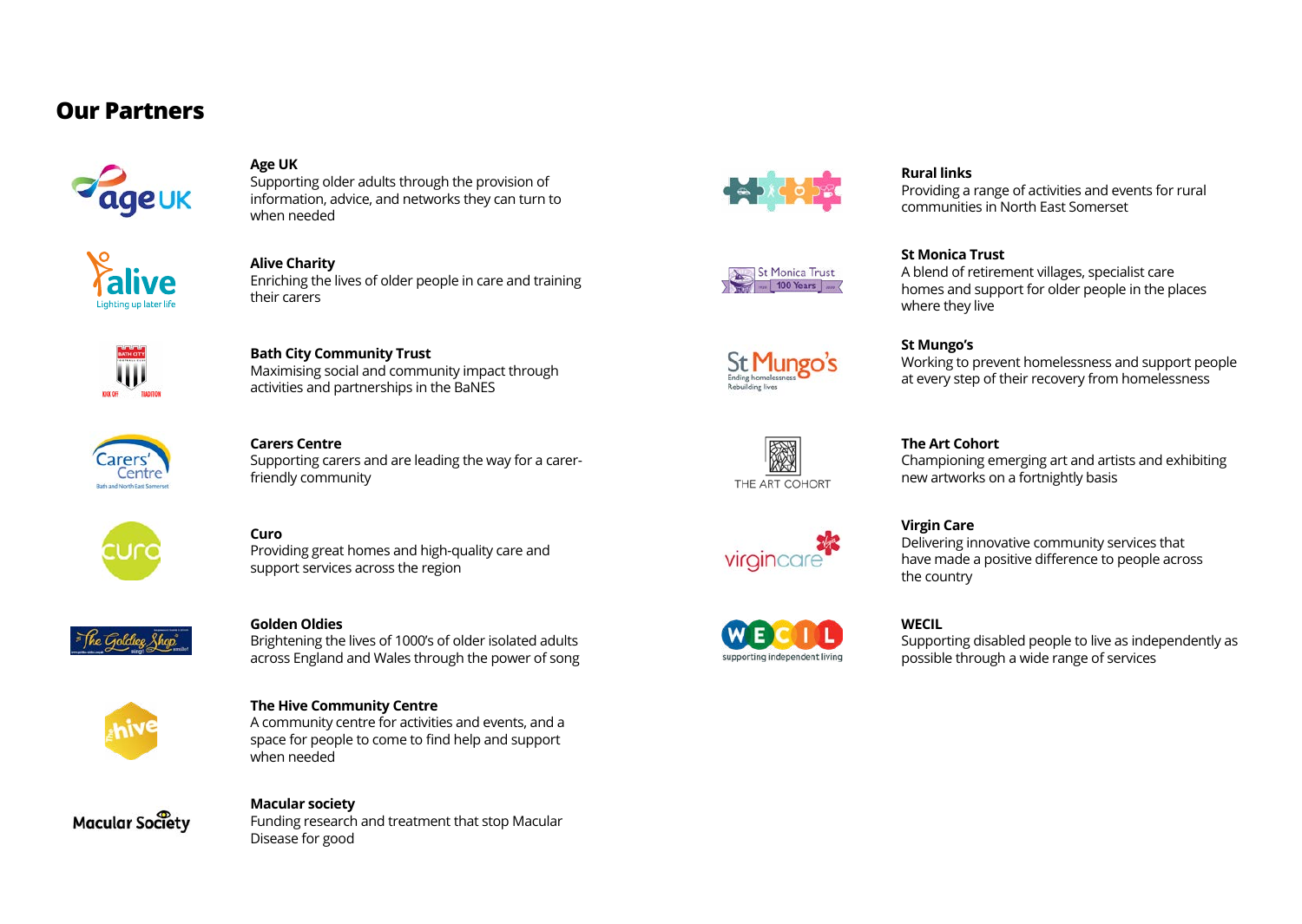## Our Partners

**Age UK**
Supporting older adults through the provision of information, advice, and networks they can turn to when needed

**Alive Charity**
Enriching the lives of older people in care and training their carers

**Bath City Community Trust**
Maximising social and community impact through activities and partnerships in the BaNES

**Carers Centre**
Supporting carers and are leading the way for a carer-friendly community

**Curo**
Providing great homes and high-quality care and support services across the region

**Golden Oldies**
Brightening the lives of 1000's of older isolated adults across England and Wales through the power of song

**The Hive Community Centre**
A community centre for activities and events, and a space for people to come to find help and support when needed

**Macular society**
Funding research and treatment that stop Macular Disease for good

**Rural links**
Providing a range of activities and events for rural communities in North East Somerset

**St Monica Trust**
A blend of retirement villages, specialist care homes and support for older people in the places where they live

**St Mungo's**
Working to prevent homelessness and support people at every step of their recovery from homelessness

**The Art Cohort**
Championing emerging art and artists and exhibiting new artworks on a fortnightly basis

**Virgin Care**
Delivering innovative community services that have made a positive difference to people across the country

**WECIL**
Supporting disabled people to live as independently as possible through a wide range of services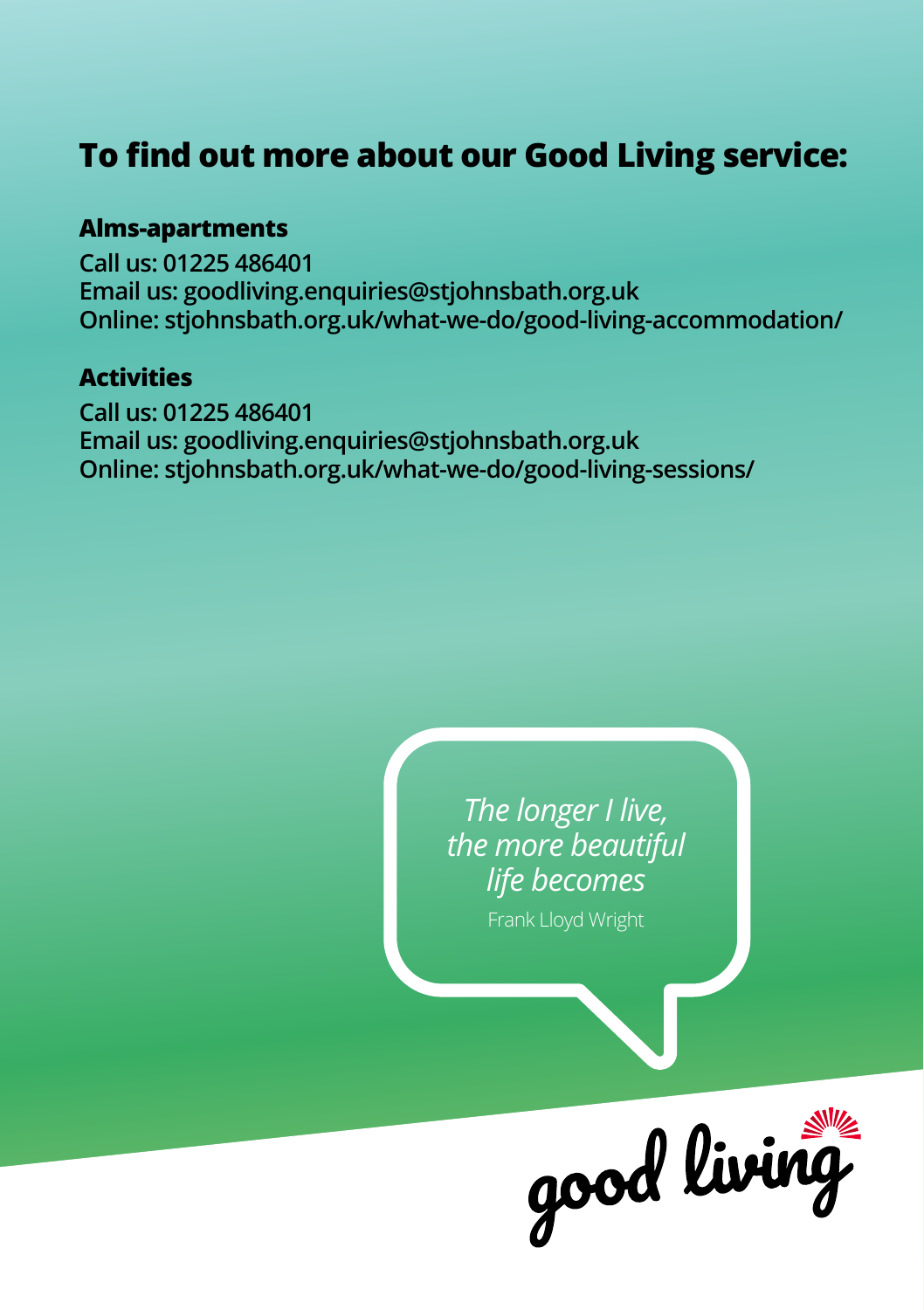# To find out more about our Good Living service:

## Alms-apartments

**Call us: 01225 486401**
**Email us: goodliving.enquiries@stjohnsbath.org.uk**
**Online: stjohnsbath.org.uk/what-we-do/good-living-accommodation/**

## Activities

**Call us: 01225 486401**
**Email us: goodliving.enquiries@stjohnsbath.org.uk**
**Online: stjohnsbath.org.uk/what-we-do/good-living-sessions/**

*The longer I live, the more beautiful life becomes*

Frank Lloyd Wright

good living